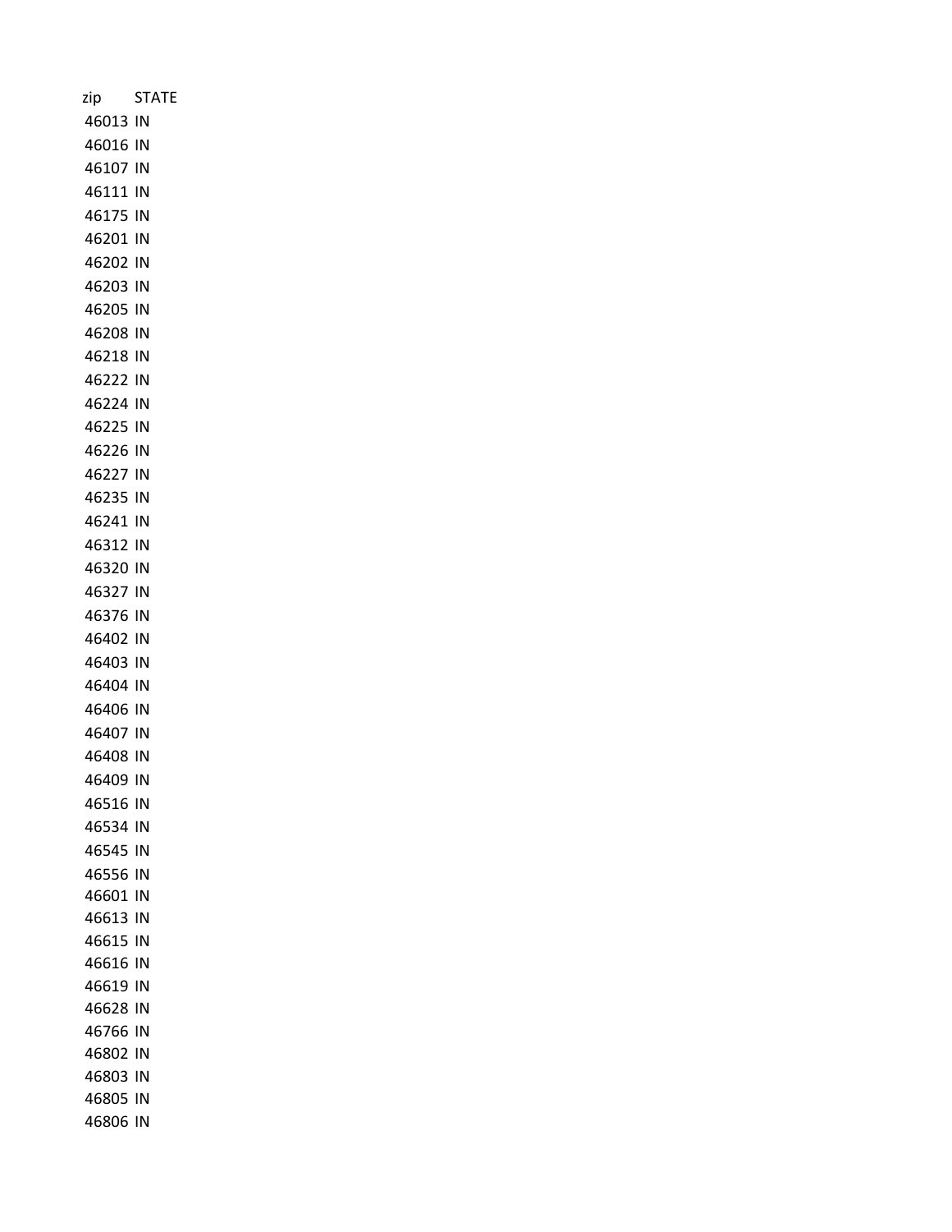| zip | STATE |
| --- | --- |
| 46013 | IN |
| 46016 | IN |
| 46107 | IN |
| 46111 | IN |
| 46175 | IN |
| 46201 | IN |
| 46202 | IN |
| 46203 | IN |
| 46205 | IN |
| 46208 | IN |
| 46218 | IN |
| 46222 | IN |
| 46224 | IN |
| 46225 | IN |
| 46226 | IN |
| 46227 | IN |
| 46235 | IN |
| 46241 | IN |
| 46312 | IN |
| 46320 | IN |
| 46327 | IN |
| 46376 | IN |
| 46402 | IN |
| 46403 | IN |
| 46404 | IN |
| 46406 | IN |
| 46407 | IN |
| 46408 | IN |
| 46409 | IN |
| 46516 | IN |
| 46534 | IN |
| 46545 | IN |
| 46556 | IN |
| 46601 | IN |
| 46613 | IN |
| 46615 | IN |
| 46616 | IN |
| 46619 | IN |
| 46628 | IN |
| 46766 | IN |
| 46802 | IN |
| 46803 | IN |
| 46805 | IN |
| 46806 | IN |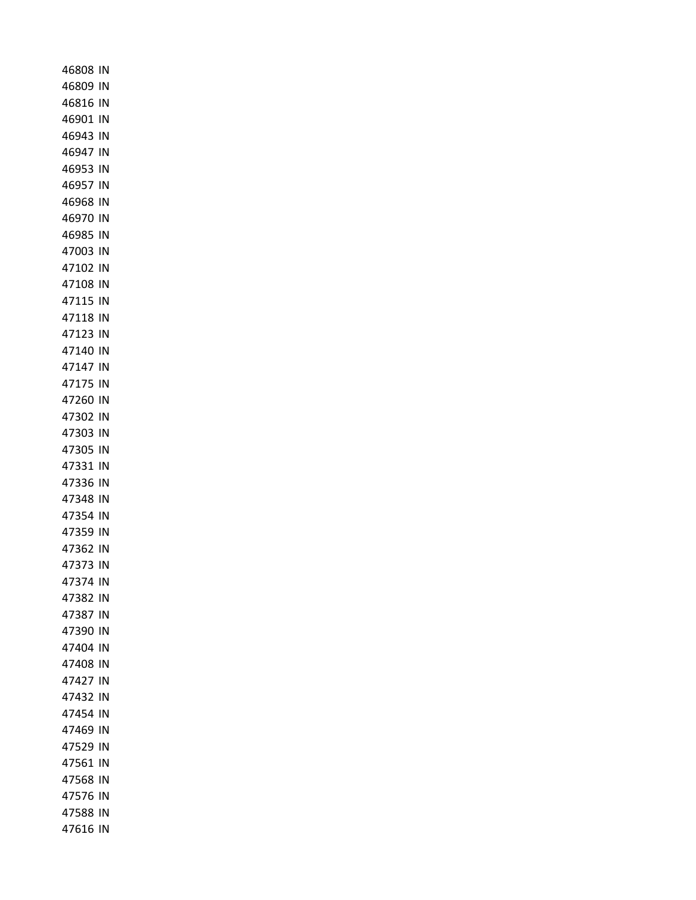46808 IN
46809 IN
46816 IN
46901 IN
46943 IN
46947 IN
46953 IN
46957 IN
46968 IN
46970 IN
46985 IN
47003 IN
47102 IN
47108 IN
47115 IN
47118 IN
47123 IN
47140 IN
47147 IN
47175 IN
47260 IN
47302 IN
47303 IN
47305 IN
47331 IN
47336 IN
47348 IN
47354 IN
47359 IN
47362 IN
47373 IN
47374 IN
47382 IN
47387 IN
47390 IN
47404 IN
47408 IN
47427 IN
47432 IN
47454 IN
47469 IN
47529 IN
47561 IN
47568 IN
47576 IN
47588 IN
47616 IN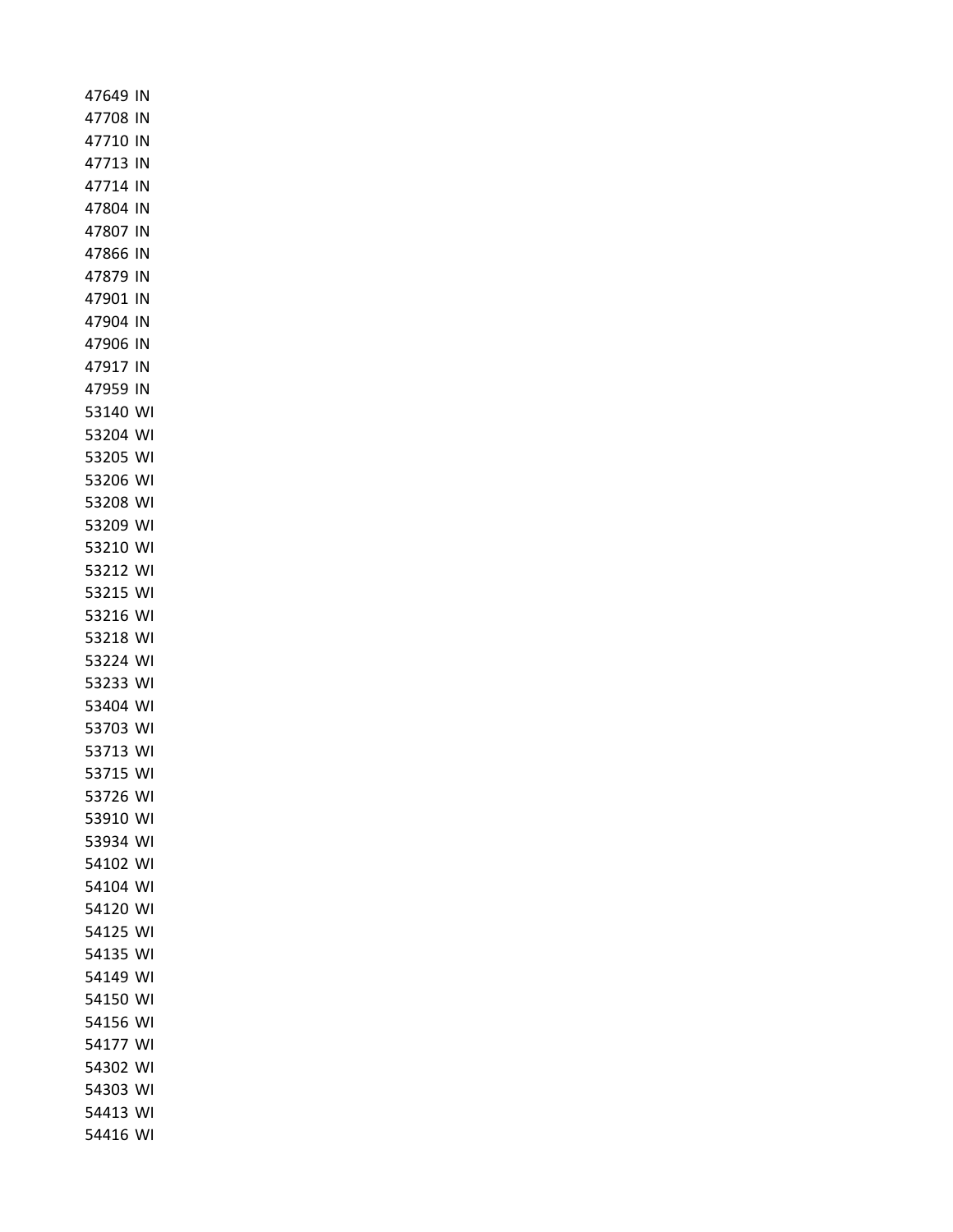47649 IN
47708 IN
47710 IN
47713 IN
47714 IN
47804 IN
47807 IN
47866 IN
47879 IN
47901 IN
47904 IN
47906 IN
47917 IN
47959 IN
53140 WI
53204 WI
53205 WI
53206 WI
53208 WI
53209 WI
53210 WI
53212 WI
53215 WI
53216 WI
53218 WI
53224 WI
53233 WI
53404 WI
53703 WI
53713 WI
53715 WI
53726 WI
53910 WI
53934 WI
54102 WI
54104 WI
54120 WI
54125 WI
54135 WI
54149 WI
54150 WI
54156 WI
54177 WI
54302 WI
54303 WI
54413 WI
54416 WI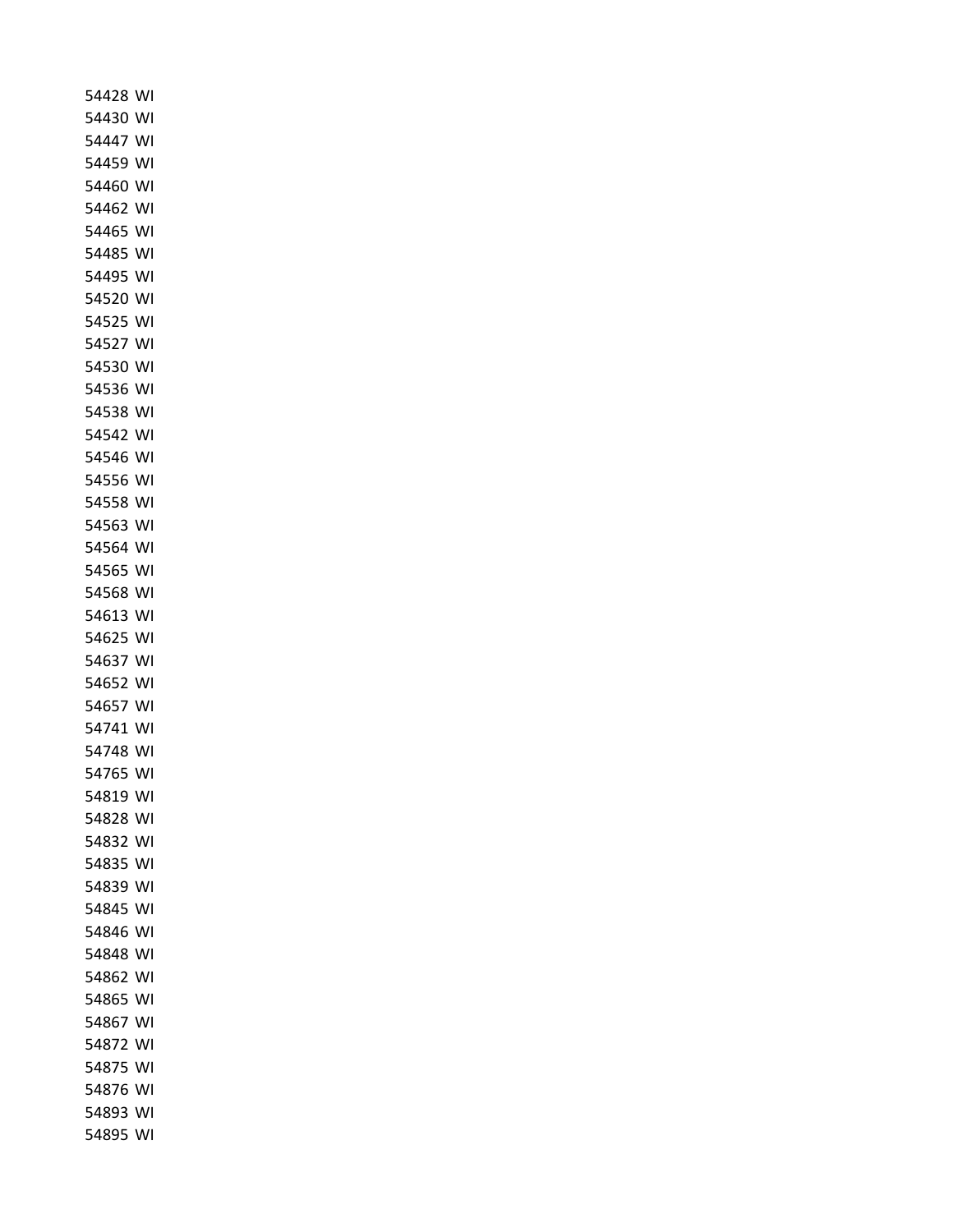54428 WI
54430 WI
54447 WI
54459 WI
54460 WI
54462 WI
54465 WI
54485 WI
54495 WI
54520 WI
54525 WI
54527 WI
54530 WI
54536 WI
54538 WI
54542 WI
54546 WI
54556 WI
54558 WI
54563 WI
54564 WI
54565 WI
54568 WI
54613 WI
54625 WI
54637 WI
54652 WI
54657 WI
54741 WI
54748 WI
54765 WI
54819 WI
54828 WI
54832 WI
54835 WI
54839 WI
54845 WI
54846 WI
54848 WI
54862 WI
54865 WI
54867 WI
54872 WI
54875 WI
54876 WI
54893 WI
54895 WI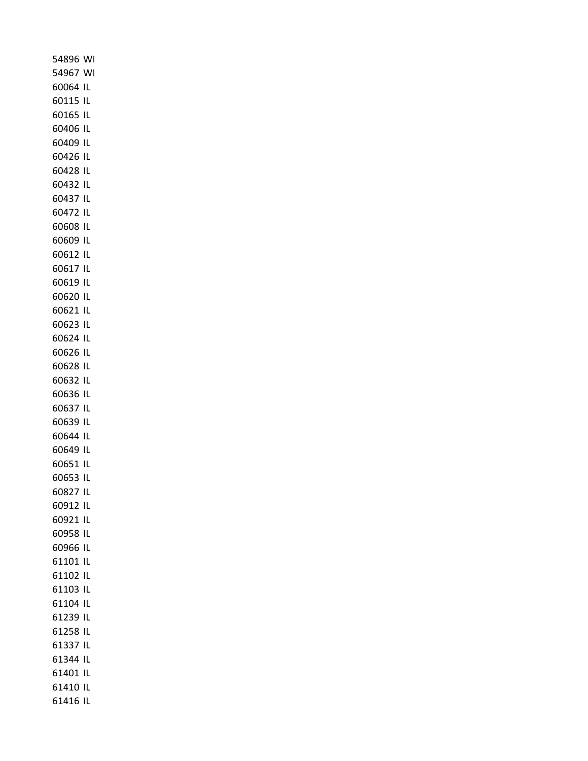54896 WI
54967 WI
60064 IL
60115 IL
60165 IL
60406 IL
60409 IL
60426 IL
60428 IL
60432 IL
60437 IL
60472 IL
60608 IL
60609 IL
60612 IL
60617 IL
60619 IL
60620 IL
60621 IL
60623 IL
60624 IL
60626 IL
60628 IL
60632 IL
60636 IL
60637 IL
60639 IL
60644 IL
60649 IL
60651 IL
60653 IL
60827 IL
60912 IL
60921 IL
60958 IL
60966 IL
61101 IL
61102 IL
61103 IL
61104 IL
61239 IL
61258 IL
61337 IL
61344 IL
61401 IL
61410 IL
61416 IL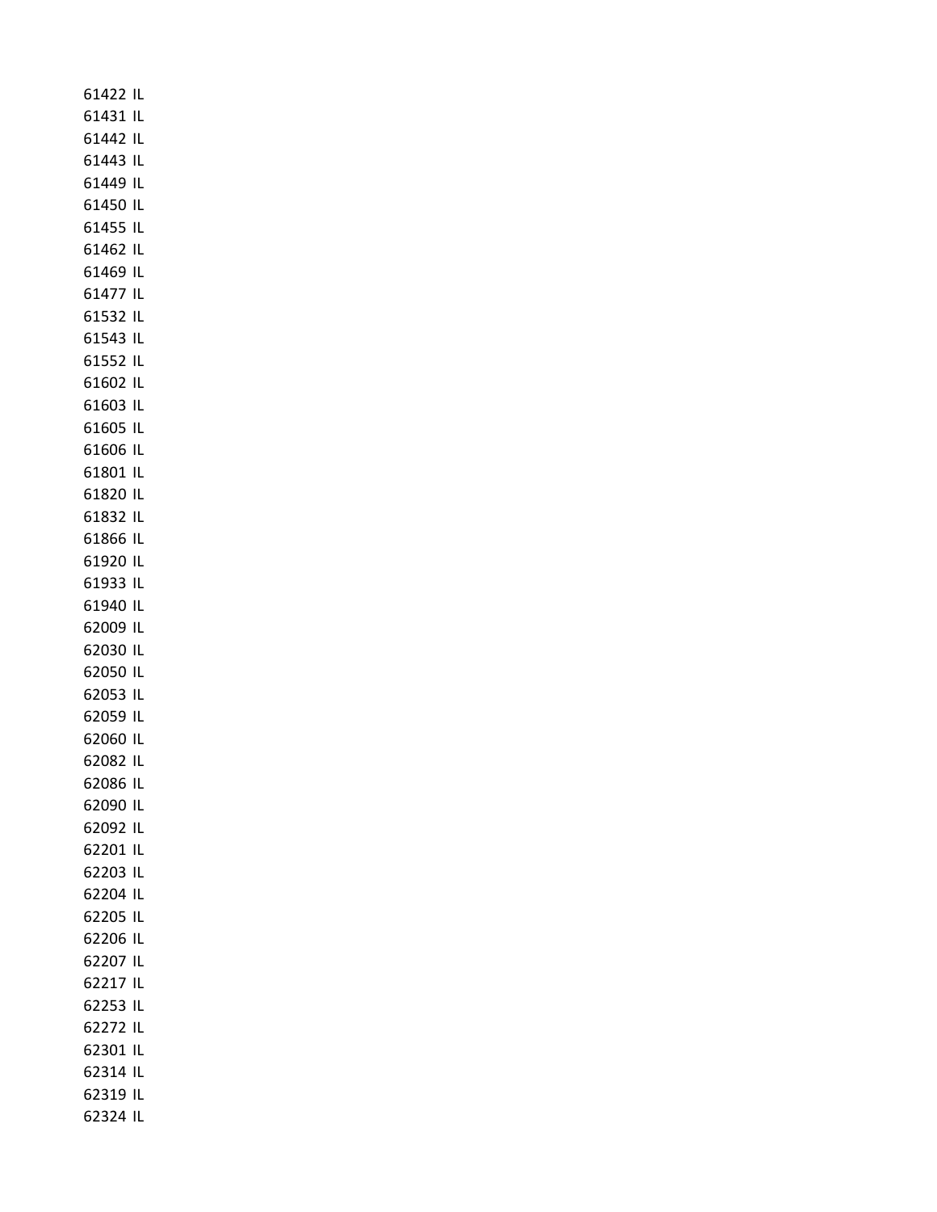61422 IL
61431 IL
61442 IL
61443 IL
61449 IL
61450 IL
61455 IL
61462 IL
61469 IL
61477 IL
61532 IL
61543 IL
61552 IL
61602 IL
61603 IL
61605 IL
61606 IL
61801 IL
61820 IL
61832 IL
61866 IL
61920 IL
61933 IL
61940 IL
62009 IL
62030 IL
62050 IL
62053 IL
62059 IL
62060 IL
62082 IL
62086 IL
62090 IL
62092 IL
62201 IL
62203 IL
62204 IL
62205 IL
62206 IL
62207 IL
62217 IL
62253 IL
62272 IL
62301 IL
62314 IL
62319 IL
62324 IL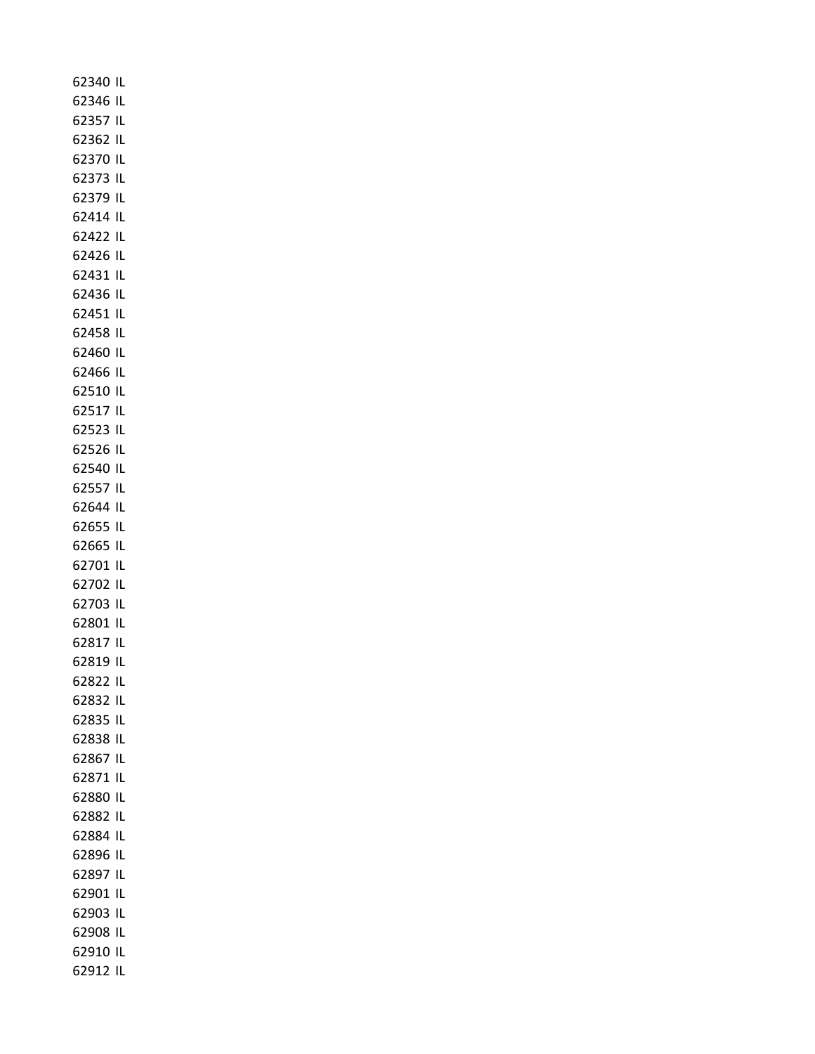62340 IL
62346 IL
62357 IL
62362 IL
62370 IL
62373 IL
62379 IL
62414 IL
62422 IL
62426 IL
62431 IL
62436 IL
62451 IL
62458 IL
62460 IL
62466 IL
62510 IL
62517 IL
62523 IL
62526 IL
62540 IL
62557 IL
62644 IL
62655 IL
62665 IL
62701 IL
62702 IL
62703 IL
62801 IL
62817 IL
62819 IL
62822 IL
62832 IL
62835 IL
62838 IL
62867 IL
62871 IL
62880 IL
62882 IL
62884 IL
62896 IL
62897 IL
62901 IL
62903 IL
62908 IL
62910 IL
62912 IL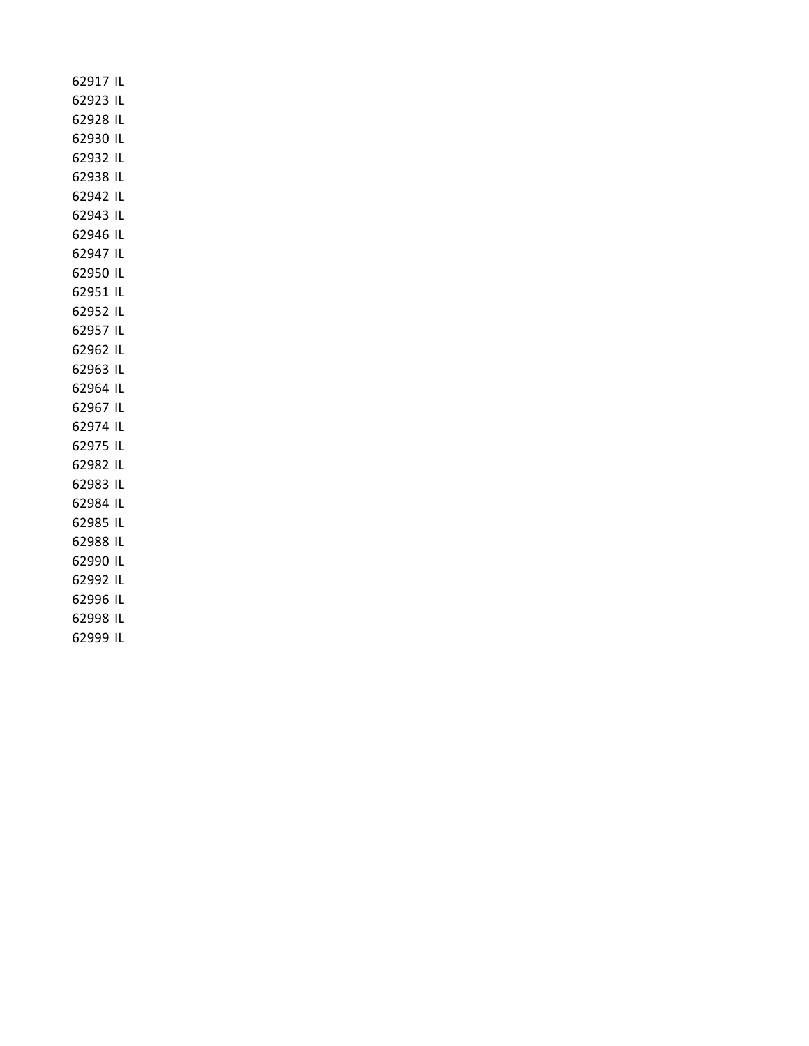62917 IL
62923 IL
62928 IL
62930 IL
62932 IL
62938 IL
62942 IL
62943 IL
62946 IL
62947 IL
62950 IL
62951 IL
62952 IL
62957 IL
62962 IL
62963 IL
62964 IL
62967 IL
62974 IL
62975 IL
62982 IL
62983 IL
62984 IL
62985 IL
62988 IL
62990 IL
62992 IL
62996 IL
62998 IL
62999 IL